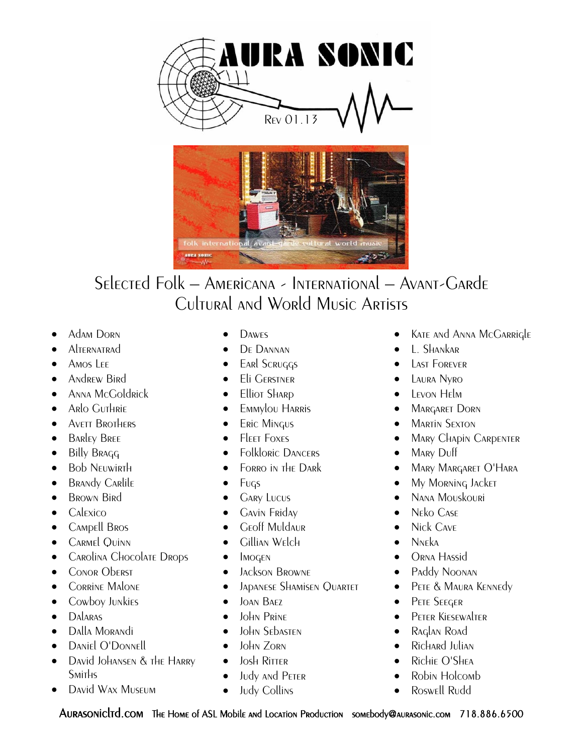# AURA SONIC

Rev 01.13

## Selected Folk – Americana - International – Avant-Garde Cultural and World Music Artists

- Adam Dorn
- Alternatrad
- Amos Lee
- Andrew Bird
- Anna McGoldrick
- Arlo Guthrie
- Avett Brothers
- Barley Bree
- Billy Bragg
- Bob Neuwirth
- Brandy Carlile
- Brown Bird
- Calexico
- Campell Bros
- Carmel Quinn
- Carolina Chocolate Drops
- Conor Oberst
- Corrine Malone
- Cowboy Junkies
- Dalaras
- Dalla Morandi
- Daniel O'Donnell
- David Johansen & the Harry Smiths
- David Wax Museum
- Dawes
- De Dannan
- Earl Scruggs
- Eli Gerstner
- Elliot Sharp
- Emmylou Harris
- Eric Mingus
- Fleet Foxes
- Folkloric Dancers
- Forro in the Dark
- Fugs
- Gary Lucus
- Gavin Friday
- Geoff Muldaur
- Gillian Welch
- Imogen
- Jackson Browne
- Japanese Shamisen Quartet
- Joan Baez
- John Prine
- John Sebasten
- John Zorn
- Josh Ritter
- Judy and Peter
- Judy Collins
- Kate and Anna McGarrigle
- L. Shankar
- Last Forever
- Laura Nyro
- Levon Helm
- Margaret Dorn
- Martin Sexton
- Mary Chapin Carpenter
- Mary Duff
- Mary Margaret O'Hara
- My Morning Jacket
- Nana Mouskouri
- Neko Case
- Nick Cave
- Nneka
- Orna Hassid
- Paddy Noonan
- Pete & Maura Kennedy
- Pete Seeger
- Peter Kiesewalter
- Raglan Road
- Richard Julian
- Richie O'Shea
- Robin Holcomb
- Roswell Rudd

Aurasonicltd.com The Home of ASL Mobile and Location Production somebody@aurasonic.com 718.886.6500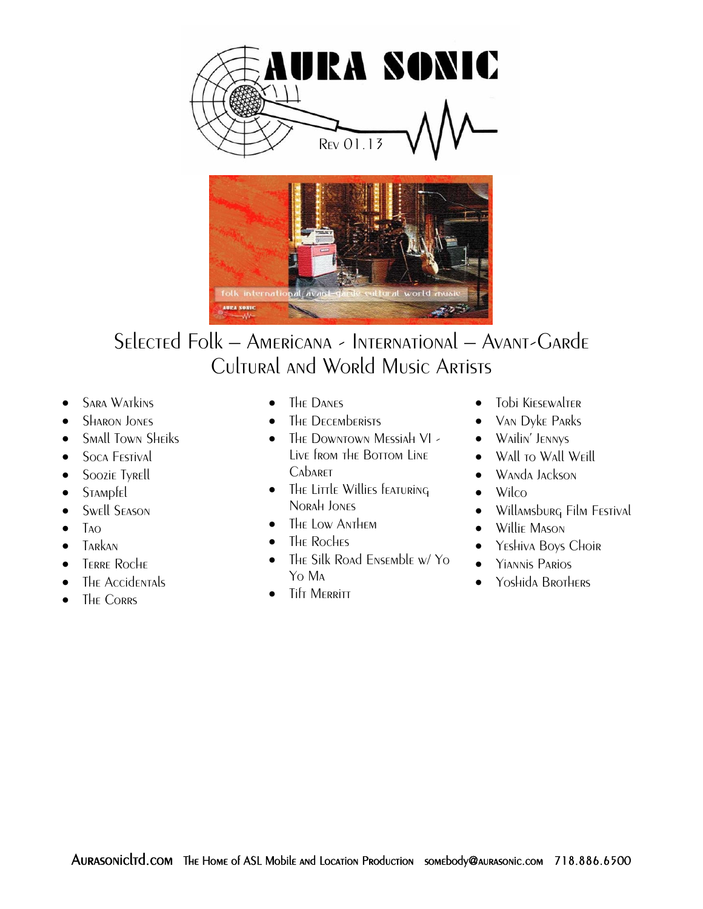# AURA SONIC

Rev 01.13

## Selected Folk – Americana - International – Avant-Garde Cultural and World Music Artists

- Sara Watkins
- Sharon Jones
- Small Town Sheiks
- Soca Festival
- Soozie Tyrell
- Stampfel
- Swell Season
- Tao
- Tarkan
- Terre Roche
- The Accidentals
- The Corrs
- The Danes
- The Decemberists
- The Downtown Messiah VI - Live from the Bottom Line Cabaret
- The Little Willies featuring Norah Jones
- The Low Anthem
- The Roches
- The Silk Road Ensemble w/ Yo Yo Ma
- Tift Merritt
- Tobi Kiesewalter
- Van Dyke Parks
- Wailin' Jennys
- Wall to Wall Weill
- Wanda Jackson
- Wilco
- Willamsburg Film Festival
- Willie Mason
- Yeshiva Boys Choir
- Yiannis Parios
- Yoshida Brothers

Aurasonicltd.com The Home of ASL Mobile and Location Production somebody@aurasonic.com 718.886.6500